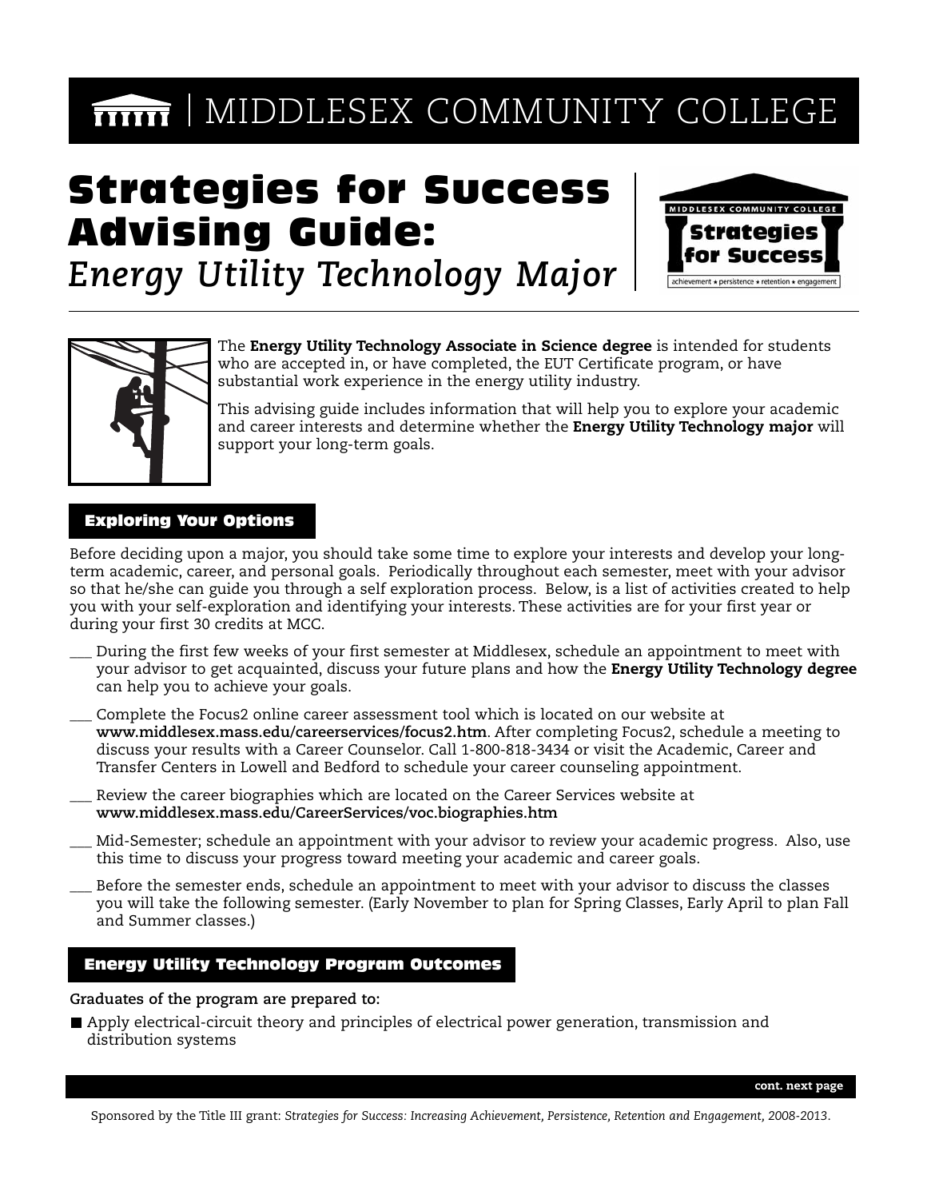# MIDDLESEX COMMUNITY COLLEGE

# Strategies for Success Advising Guide:

## *Energy Utility Technology Major*

The **Energy Utility Technology Associate in Science degree** is intended for students who are accepted in, or have completed, the EUT Certificate program, or have substantial work experience in the energy utility industry.

This advising guide includes information that will help you to explore your academic and career interests and determine whether the **Energy Utility Technology major** will support your long-term goals.

### Exploring Your Options

Before deciding upon a major, you should take some time to explore your interests and develop your long-term academic, career, and personal goals. Periodically throughout each semester, meet with your advisor so that he/she can guide you through a self exploration process. Below, is a list of activities created to help you with your self-exploration and identifying your interests. These activities are for your first year or during your first 30 credits at MCC.

- ___ During the first few weeks of your first semester at Middlesex, schedule an appointment to meet with your advisor to get acquainted, discuss your future plans and how the **Energy Utility Technology degree** can help you to achieve your goals.
- ___ Complete the Focus2 online career assessment tool which is located on our website at **www.middlesex.mass.edu/careerservices/focus2.htm**. After completing Focus2, schedule a meeting to discuss your results with a Career Counselor. Call 1-800-818-3434 or visit the Academic, Career and Transfer Centers in Lowell and Bedford to schedule your career counseling appointment.
- ___ Review the career biographies which are located on the Career Services website at **www.middlesex.mass.edu/CareerServices/voc.biographies.htm**
- ___ Mid-Semester; schedule an appointment with your advisor to review your academic progress. Also, use this time to discuss your progress toward meeting your academic and career goals.
- ___ Before the semester ends, schedule an appointment to meet with your advisor to discuss the classes you will take the following semester. (Early November to plan for Spring Classes, Early April to plan Fall and Summer classes.)

### Energy Utility Technology Program Outcomes

**Graduates of the program are prepared to:**

- Apply electrical-circuit theory and principles of electrical power generation, transmission and distribution systems

**cont. next page**

Sponsored by the Title III grant: *Strategies for Success: Increasing Achievement, Persistence, Retention and Engagement, 2008-2013*.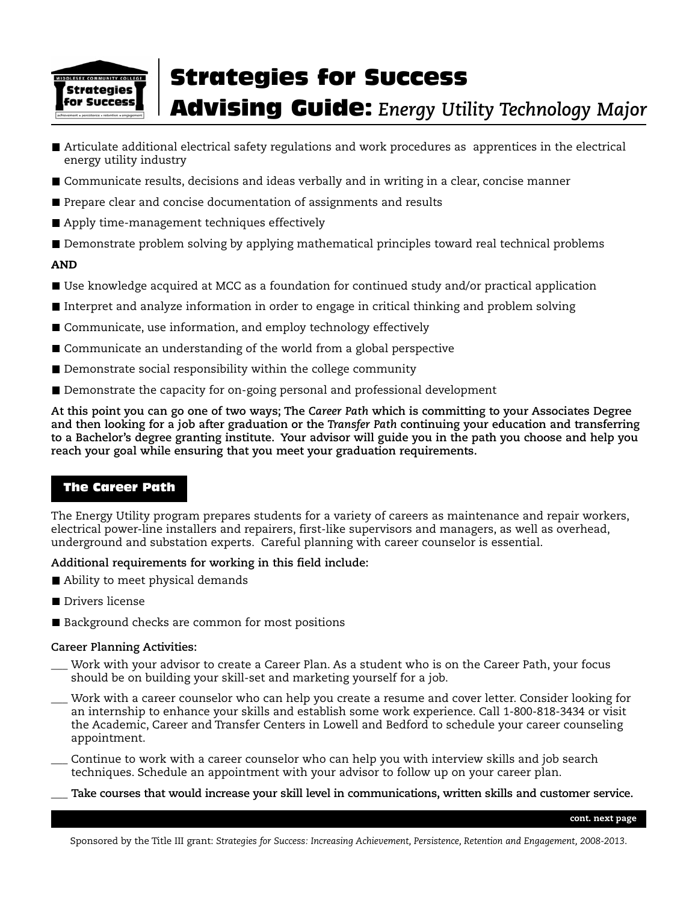# Strategies for Success Advising Guide: *Energy Utility Technology Major*

- Articulate additional electrical safety regulations and work procedures as apprentices in the electrical energy utility industry
- Communicate results, decisions and ideas verbally and in writing in a clear, concise manner
- Prepare clear and concise documentation of assignments and results
- Apply time-management techniques effectively
- Demonstrate problem solving by applying mathematical principles toward real technical problems

**AND**

- Use knowledge acquired at MCC as a foundation for continued study and/or practical application
- Interpret and analyze information in order to engage in critical thinking and problem solving
- Communicate, use information, and employ technology effectively
- Communicate an understanding of the world from a global perspective
- Demonstrate social responsibility within the college community
- Demonstrate the capacity for on-going personal and professional development

**At this point you can go one of two ways; The *Career Path* which is committing to your Associates Degree and then looking for a job after graduation or the *Transfer Path* continuing your education and transferring to a Bachelor's degree granting institute. Your advisor will guide you in the path you choose and help you reach your goal while ensuring that you meet your graduation requirements.**

## The Career Path

The Energy Utility program prepares students for a variety of careers as maintenance and repair workers, electrical power-line installers and repairers, first-like supervisors and managers, as well as overhead, underground and substation experts. Careful planning with career counselor is essential.

**Additional requirements for working in this field include:**

- Ability to meet physical demands
- Drivers license
- Background checks are common for most positions

**Career Planning Activities:**

___ Work with your advisor to create a Career Plan. As a student who is on the Career Path, your focus should be on building your skill-set and marketing yourself for a job.

___ Work with a career counselor who can help you create a resume and cover letter. Consider looking for an internship to enhance your skills and establish some work experience. Call 1-800-818-3434 or visit the Academic, Career and Transfer Centers in Lowell and Bedford to schedule your career counseling appointment.

___ Continue to work with a career counselor who can help you with interview skills and job search techniques. Schedule an appointment with your advisor to follow up on your career plan.

**___ Take courses that would increase your skill level in communications, written skills and customer service.**

**cont. next page**

Sponsored by the Title III grant: *Strategies for Success: Increasing Achievement, Persistence, Retention and Engagement,* 2008-2013.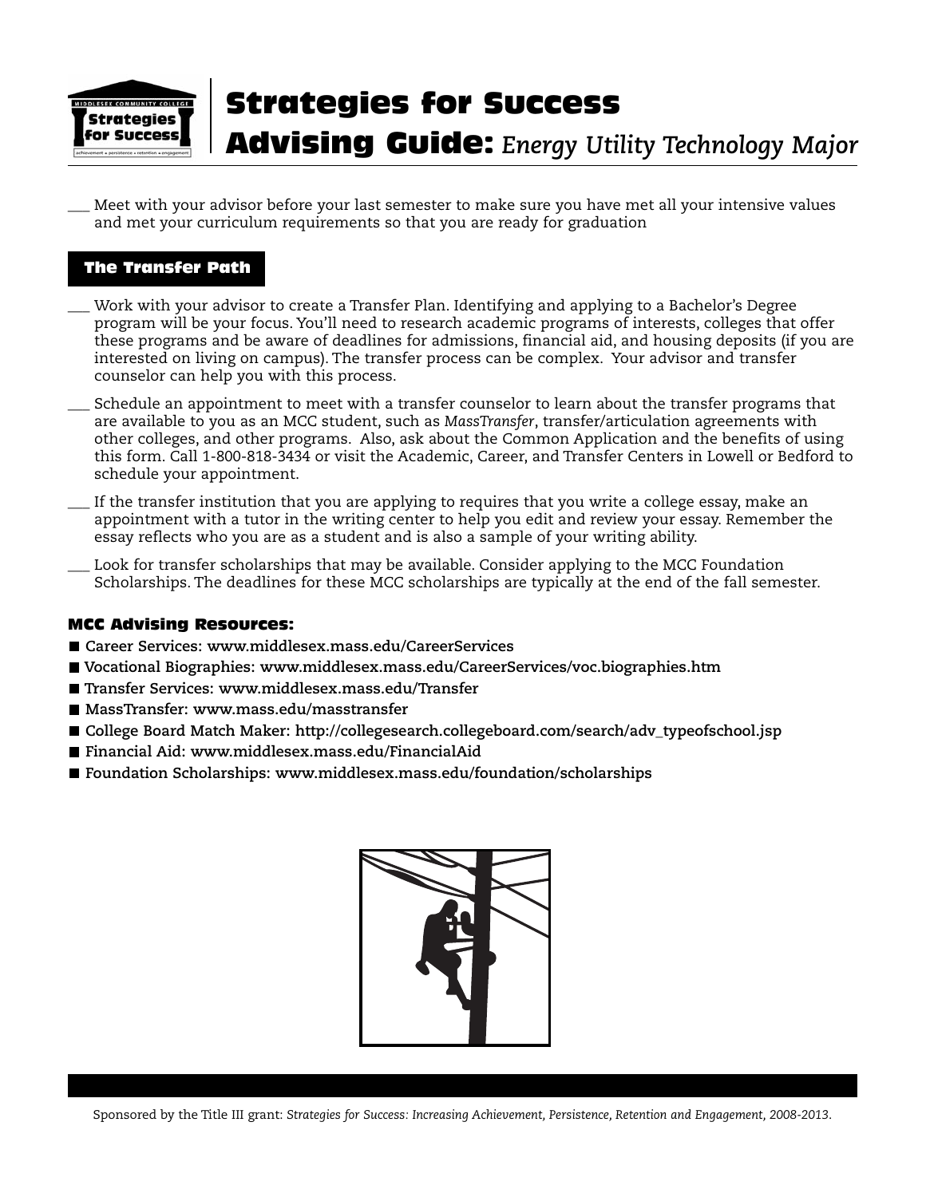# Strategies for Success Advising Guide: *Energy Utility Technology Major*

___ Meet with your advisor before your last semester to make sure you have met all your intensive values and met your curriculum requirements so that you are ready for graduation

## The Transfer Path

___ Work with your advisor to create a Transfer Plan. Identifying and applying to a Bachelor's Degree program will be your focus. You'll need to research academic programs of interests, colleges that offer these programs and be aware of deadlines for admissions, financial aid, and housing deposits (if you are interested on living on campus). The transfer process can be complex. Your advisor and transfer counselor can help you with this process.

___ Schedule an appointment to meet with a transfer counselor to learn about the transfer programs that are available to you as an MCC student, such as *MassTransfer*, transfer/articulation agreements with other colleges, and other programs. Also, ask about the Common Application and the benefits of using this form. Call 1-800-818-3434 or visit the Academic, Career, and Transfer Centers in Lowell or Bedford to schedule your appointment.

___ If the transfer institution that you are applying to requires that you write a college essay, make an appointment with a tutor in the writing center to help you edit and review your essay. Remember the essay reflects who you are as a student and is also a sample of your writing ability.

___ Look for transfer scholarships that may be available. Consider applying to the MCC Foundation Scholarships. The deadlines for these MCC scholarships are typically at the end of the fall semester.

### MCC Advising Resources:

- **Career Services: www.middlesex.mass.edu/CareerServices**
- **Vocational Biographies: www.middlesex.mass.edu/CareerServices/voc.biographies.htm**
- **Transfer Services: www.middlesex.mass.edu/Transfer**
- **MassTransfer: www.mass.edu/masstransfer**
- **College Board Match Maker: http://collegesearch.collegeboard.com/search/adv_typeofschool.jsp**
- **Financial Aid: www.middlesex.mass.edu/FinancialAid**
- **Foundation Scholarships: www.middlesex.mass.edu/foundation/scholarships**

Sponsored by the Title III grant: *Strategies for Success: Increasing Achievement, Persistence, Retention and Engagement, 2008-2013.*